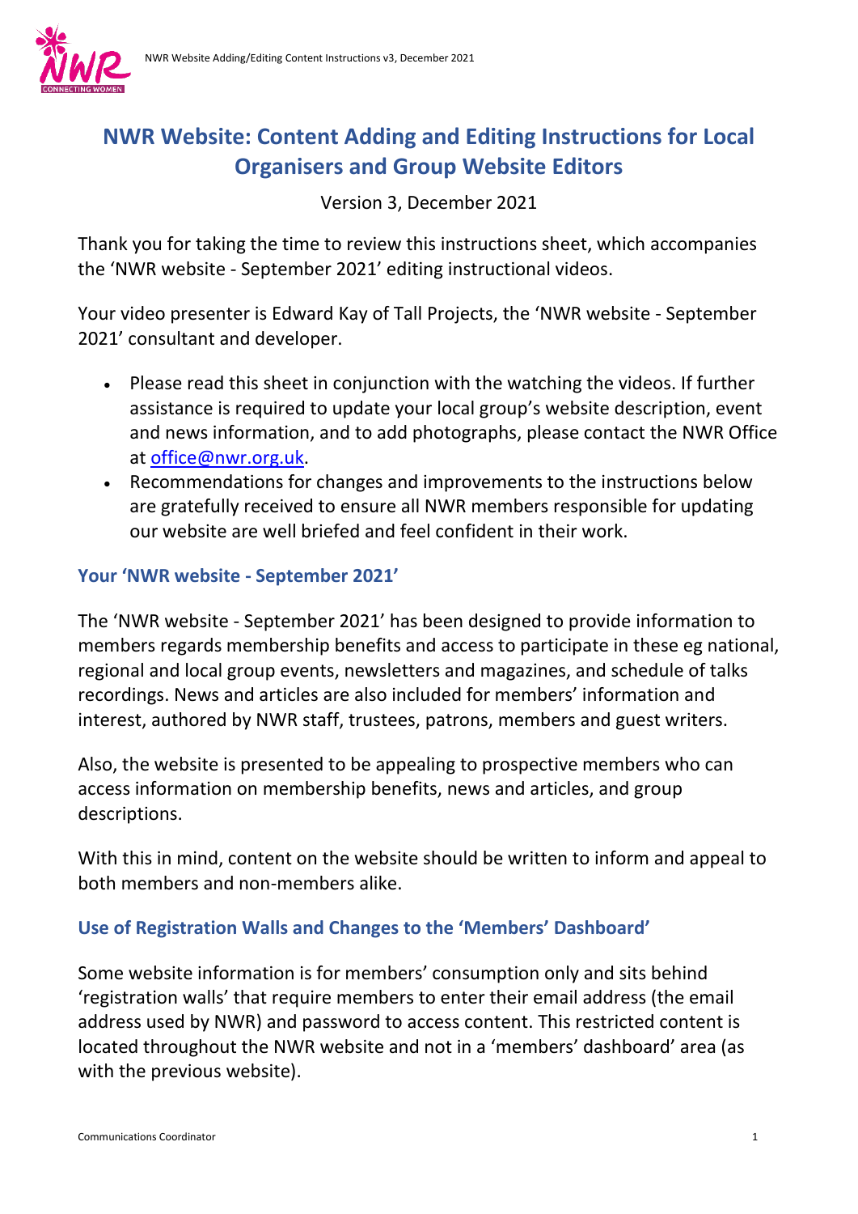# NWR Website: Content Adding and Editing Instructions for Local Organisers and Group Website Editors

Version 3, December 2021

Thank you for taking the time to review this instructions sheet, which accompanies the 'NWR website - September 2021' editing instructional videos.

Your video presenter is Edward Kay of Tall Projects, the 'NWR website - September 2021' consultant and developer.

- Please read this sheet in conjunction with the watching the videos. If further assistance is required to update your local group's website description, event and news information, and to add photographs, please contact the NWR Office at office@nwr.org.uk.
- Recommendations for changes and improvements to the instructions below are gratefully received to ensure all NWR members responsible for updating our website are well briefed and feel confident in their work.

### Your 'NWR website - September 2021'

The 'NWR website - September 2021' has been designed to provide information to members regards membership benefits and access to participate in these eg national, regional and local group events, newsletters and magazines, and schedule of talks recordings. News and articles are also included for members' information and interest, authored by NWR staff, trustees, patrons, members and guest writers.

Also, the website is presented to be appealing to prospective members who can access information on membership benefits, news and articles, and group descriptions.

With this in mind, content on the website should be written to inform and appeal to both members and non-members alike.

### Use of Registration Walls and Changes to the 'Members' Dashboard'

Some website information is for members' consumption only and sits behind 'registration walls' that require members to enter their email address (the email address used by NWR) and password to access content. This restricted content is located throughout the NWR website and not in a 'members' dashboard' area (as with the previous website).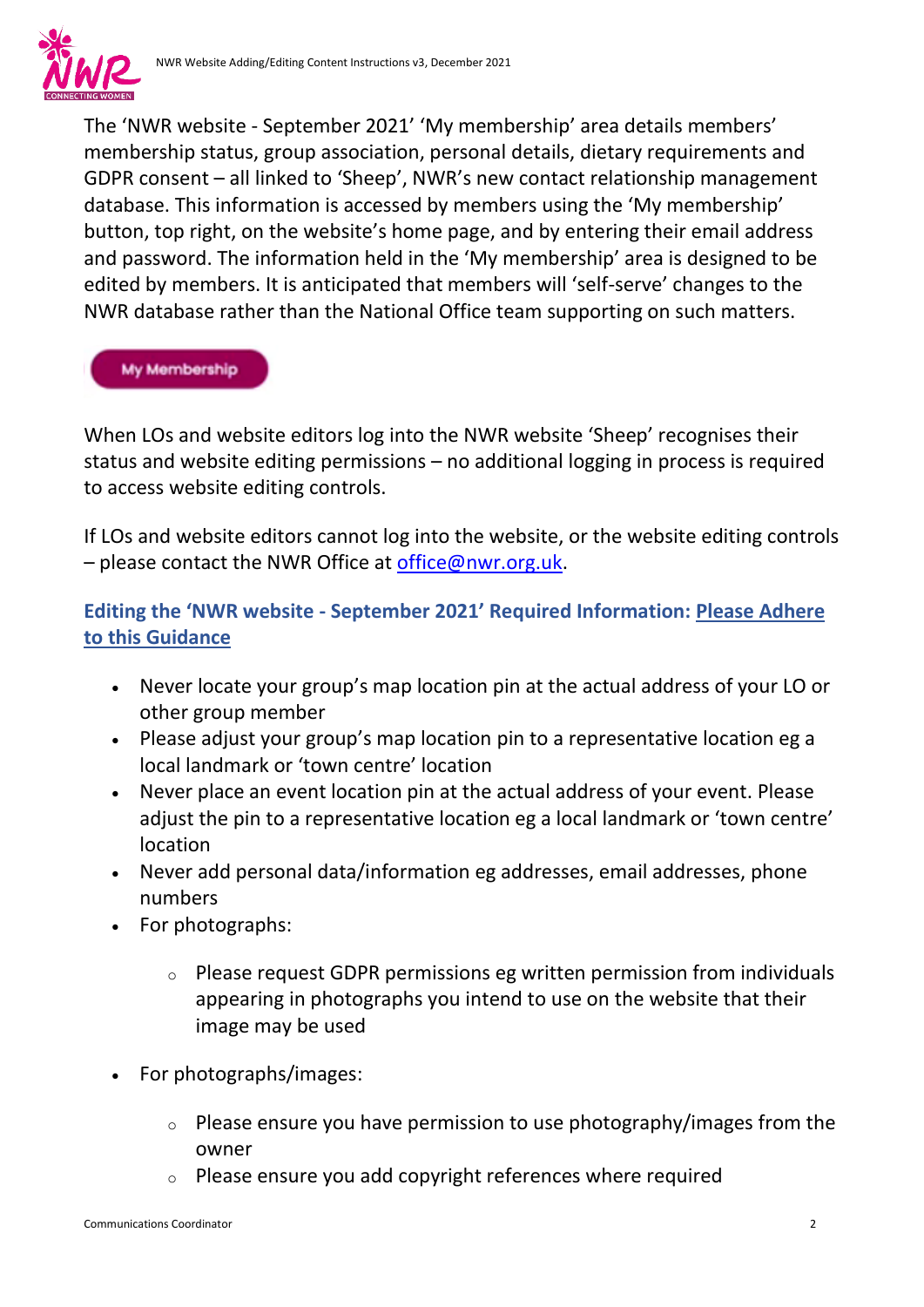The 'NWR website - September 2021' 'My membership' area details members' membership status, group association, personal details, dietary requirements and GDPR consent – all linked to 'Sheep', NWR's new contact relationship management database. This information is accessed by members using the 'My membership' button, top right, on the website's home page, and by entering their email address and password. The information held in the 'My membership' area is designed to be edited by members. It is anticipated that members will 'self-serve' changes to the NWR database rather than the National Office team supporting on such matters.

My Membership

When LOs and website editors log into the NWR website 'Sheep' recognises their status and website editing permissions – no additional logging in process is required to access website editing controls.

If LOs and website editors cannot log into the website, or the website editing controls – please contact the NWR Office at office@nwr.org.uk.

### Editing the 'NWR website - September 2021' Required Information: Please Adhere to this Guidance

- Never locate your group's map location pin at the actual address of your LO or other group member
- Please adjust your group's map location pin to a representative location eg a local landmark or 'town centre' location
- Never place an event location pin at the actual address of your event. Please adjust the pin to a representative location eg a local landmark or 'town centre' location
- Never add personal data/information eg addresses, email addresses, phone numbers
- For photographs:
    - Please request GDPR permissions eg written permission from individuals appearing in photographs you intend to use on the website that their image may be used
- For photographs/images:
    - Please ensure you have permission to use photography/images from the owner
    - Please ensure you add copyright references where required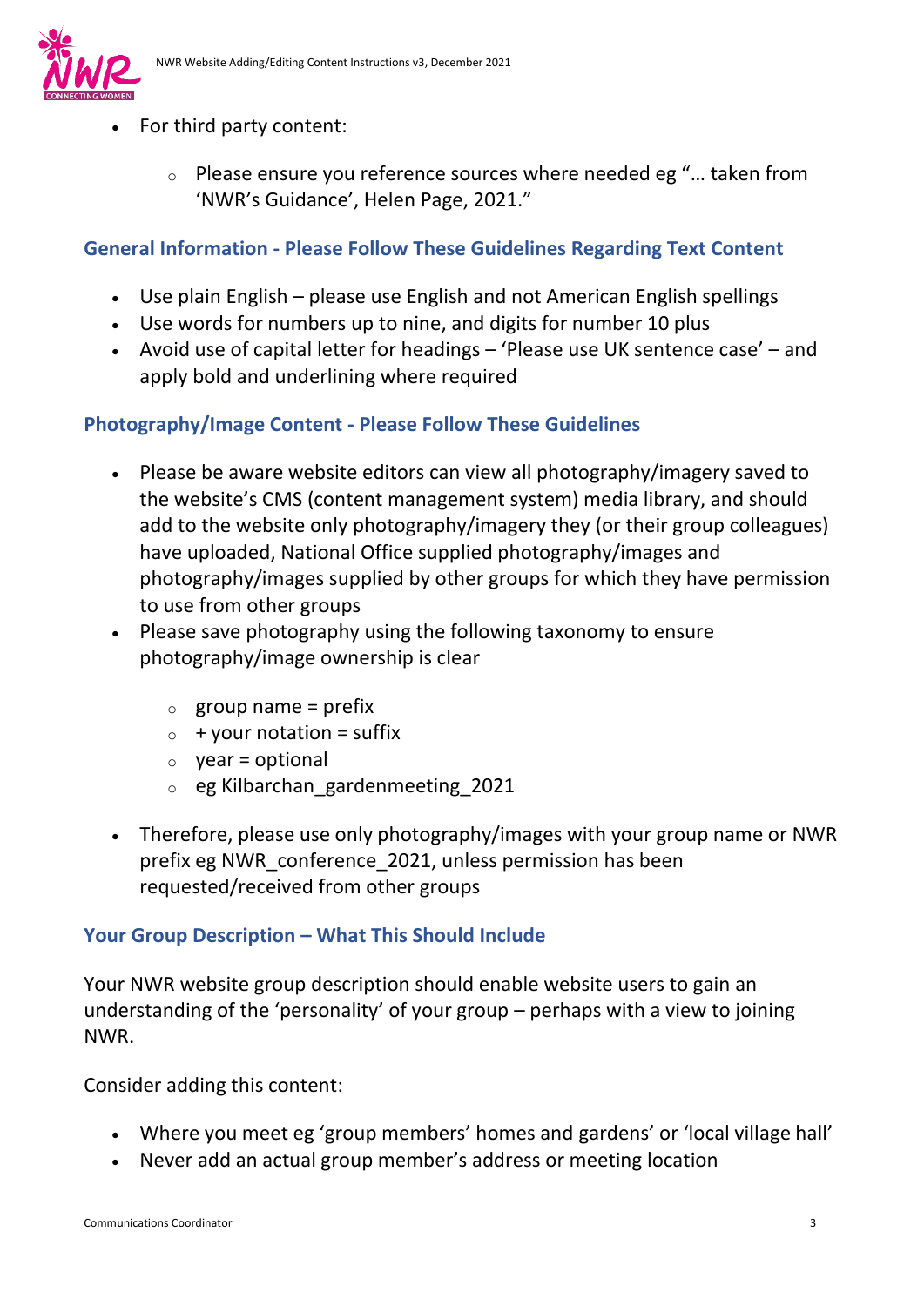- For third party content:
  - Please ensure you reference sources where needed eg "… taken from 'NWR's Guidance', Helen Page, 2021."

### General Information - Please Follow These Guidelines Regarding Text Content

- Use plain English – please use English and not American English spellings
- Use words for numbers up to nine, and digits for number 10 plus
- Avoid use of capital letter for headings – 'Please use UK sentence case' – and apply bold and underlining where required

### Photography/Image Content - Please Follow These Guidelines

- Please be aware website editors can view all photography/imagery saved to the website's CMS (content management system) media library, and should add to the website only photography/imagery they (or their group colleagues) have uploaded, National Office supplied photography/images and photography/images supplied by other groups for which they have permission to use from other groups
- Please save photography using the following taxonomy to ensure photography/image ownership is clear
  - group name = prefix
  - + your notation = suffix
  - year = optional
  - eg Kilbarchan_gardenmeeting_2021
- Therefore, please use only photography/images with your group name or NWR prefix eg NWR_conference_2021, unless permission has been requested/received from other groups

### Your Group Description – What This Should Include

Your NWR website group description should enable website users to gain an understanding of the 'personality' of your group – perhaps with a view to joining NWR.

Consider adding this content:

- Where you meet eg 'group members' homes and gardens' or 'local village hall'
- Never add an actual group member's address or meeting location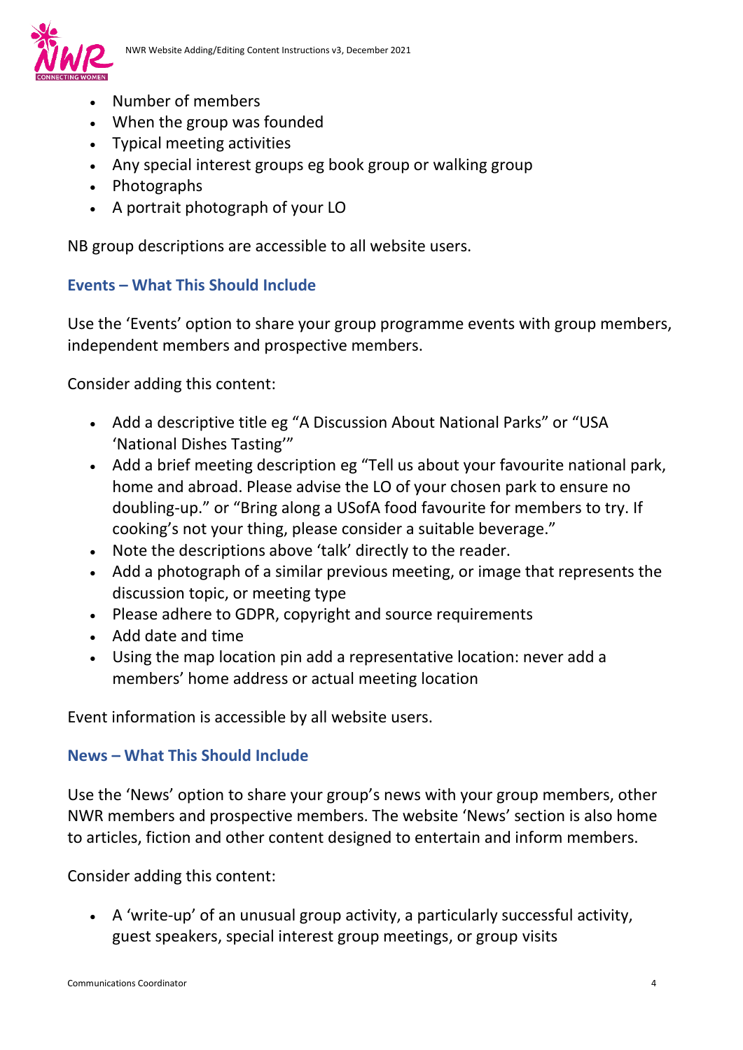- Number of members
- When the group was founded
- Typical meeting activities
- Any special interest groups eg book group or walking group
- Photographs
- A portrait photograph of your LO

NB group descriptions are accessible to all website users.

### Events – What This Should Include

Use the 'Events' option to share your group programme events with group members, independent members and prospective members.

Consider adding this content:

- Add a descriptive title eg "A Discussion About National Parks" or "USA 'National Dishes Tasting'"
- Add a brief meeting description eg "Tell us about your favourite national park, home and abroad. Please advise the LO of your chosen park to ensure no doubling-up." or "Bring along a USofA food favourite for members to try. If cooking's not your thing, please consider a suitable beverage."
- Note the descriptions above 'talk' directly to the reader.
- Add a photograph of a similar previous meeting, or image that represents the discussion topic, or meeting type
- Please adhere to GDPR, copyright and source requirements
- Add date and time
- Using the map location pin add a representative location: never add a members' home address or actual meeting location

Event information is accessible by all website users.

### News – What This Should Include

Use the 'News' option to share your group's news with your group members, other NWR members and prospective members. The website 'News' section is also home to articles, fiction and other content designed to entertain and inform members.

Consider adding this content:

- A 'write-up' of an unusual group activity, a particularly successful activity, guest speakers, special interest group meetings, or group visits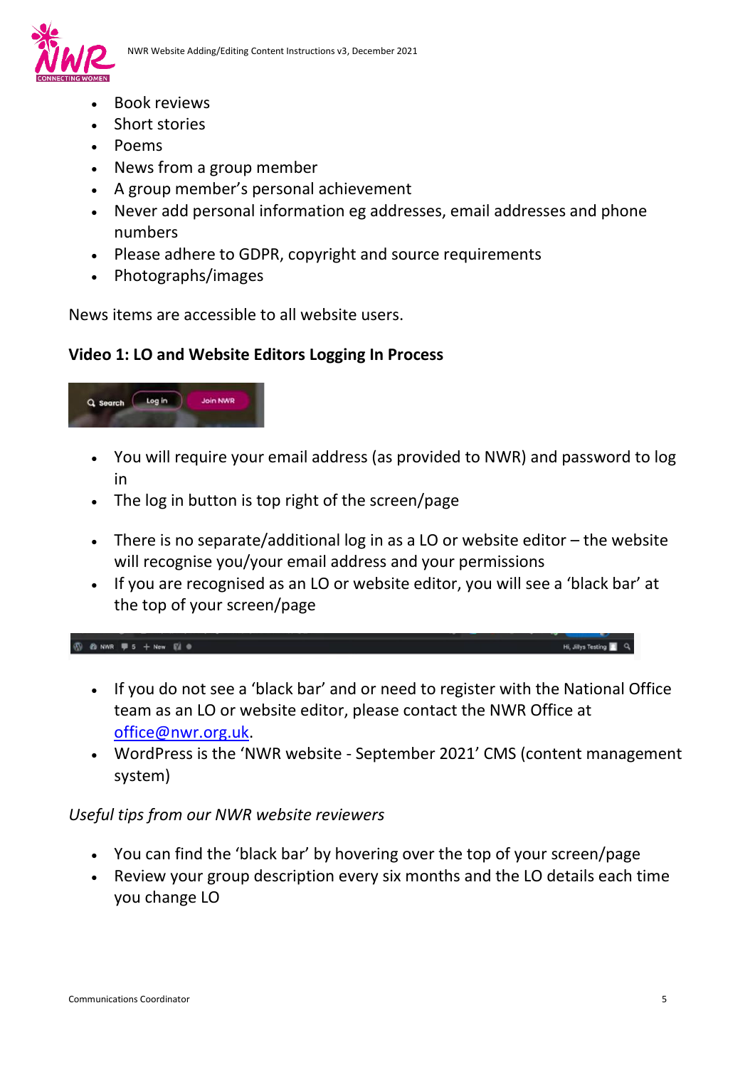- Book reviews
- Short stories
- Poems
- News from a group member
- A group member's personal achievement
- Never add personal information eg addresses, email addresses and phone numbers
- Please adhere to GDPR, copyright and source requirements
- Photographs/images

News items are accessible to all website users.

**Video 1: LO and Website Editors Logging In Process**

- You will require your email address (as provided to NWR) and password to log in
- The log in button is top right of the screen/page

- There is no separate/additional log in as a LO or website editor – the website will recognise you/your email address and your permissions
- If you are recognised as an LO or website editor, you will see a 'black bar' at the top of your screen/page

- If you do not see a 'black bar' and or need to register with the National Office team as an LO or website editor, please contact the NWR Office at office@nwr.org.uk.
- WordPress is the 'NWR website - September 2021' CMS (content management system)

*Useful tips from our NWR website reviewers*

- You can find the 'black bar' by hovering over the top of your screen/page
- Review your group description every six months and the LO details each time you change LO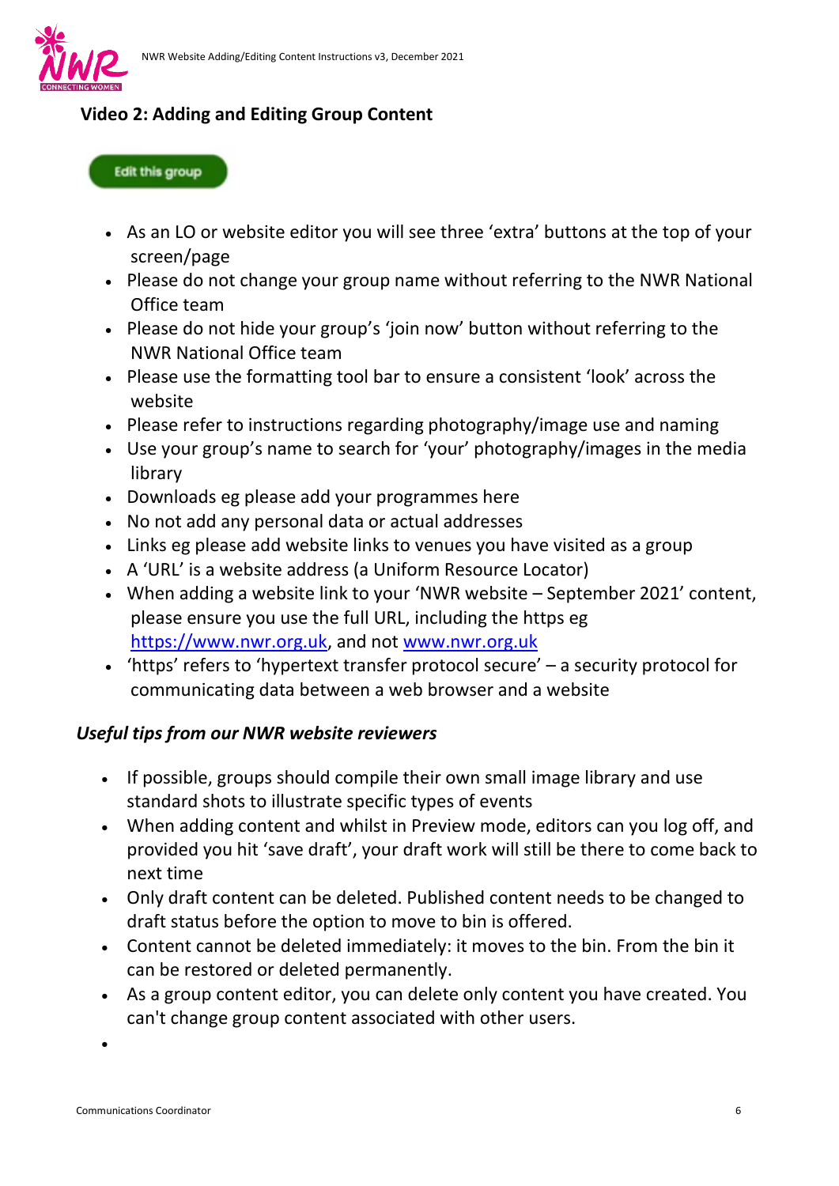## Video 2: Adding and Editing Group Content

Edit this group

- As an LO or website editor you will see three 'extra' buttons at the top of your screen/page
- Please do not change your group name without referring to the NWR National Office team
- Please do not hide your group's 'join now' button without referring to the NWR National Office team
- Please use the formatting tool bar to ensure a consistent 'look' across the website
- Please refer to instructions regarding photography/image use and naming
- Use your group's name to search for 'your' photography/images in the media library
- Downloads eg please add your programmes here
- No not add any personal data or actual addresses
- Links eg please add website links to venues you have visited as a group
- A 'URL' is a website address (a Uniform Resource Locator)
- When adding a website link to your 'NWR website – September 2021' content, please ensure you use the full URL, including the https eg https://www.nwr.org.uk, and not www.nwr.org.uk
- 'https' refers to 'hypertext transfer protocol secure' – a security protocol for communicating data between a web browser and a website

### *Useful tips from our NWR website reviewers*

- If possible, groups should compile their own small image library and use standard shots to illustrate specific types of events
- When adding content and whilst in Preview mode, editors can you log off, and provided you hit 'save draft', your draft work will still be there to come back to next time
- Only draft content can be deleted. Published content needs to be changed to draft status before the option to move to bin is offered.
- Content cannot be deleted immediately: it moves to the bin. From the bin it can be restored or deleted permanently.
- As a group content editor, you can delete only content you have created. You can't change group content associated with other users.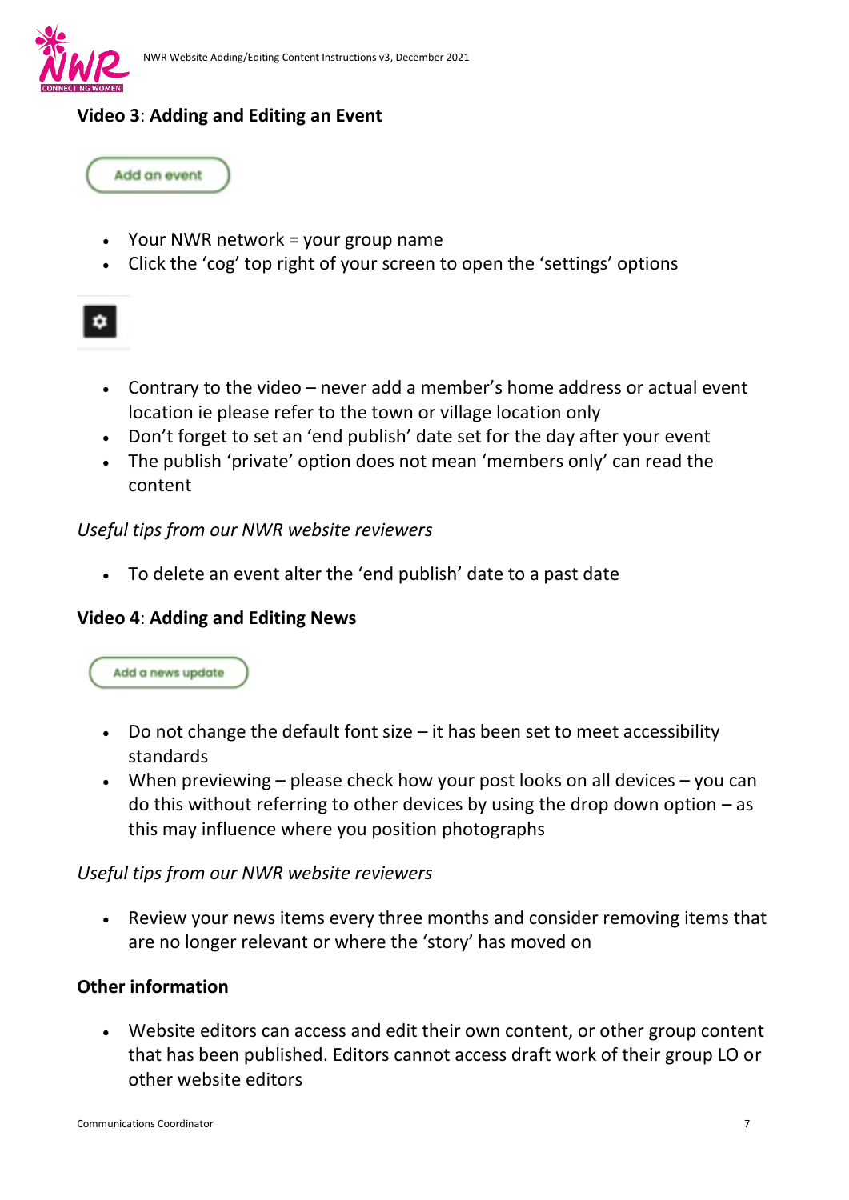**Video 3**: **Adding and Editing an Event**

Add an event

- Your NWR network = your group name
- Click the 'cog' top right of your screen to open the 'settings' options

- Contrary to the video – never add a member's home address or actual event location ie please refer to the town or village location only
- Don't forget to set an 'end publish' date set for the day after your event
- The publish 'private' option does not mean 'members only' can read the content

*Useful tips from our NWR website reviewers*

- To delete an event alter the 'end publish' date to a past date

**Video 4**: **Adding and Editing News**

Add a news update

- Do not change the default font size – it has been set to meet accessibility standards
- When previewing – please check how your post looks on all devices – you can do this without referring to other devices by using the drop down option – as this may influence where you position photographs

*Useful tips from our NWR website reviewers*

- Review your news items every three months and consider removing items that are no longer relevant or where the 'story' has moved on

**Other information**

- Website editors can access and edit their own content, or other group content that has been published. Editors cannot access draft work of their group LO or other website editors